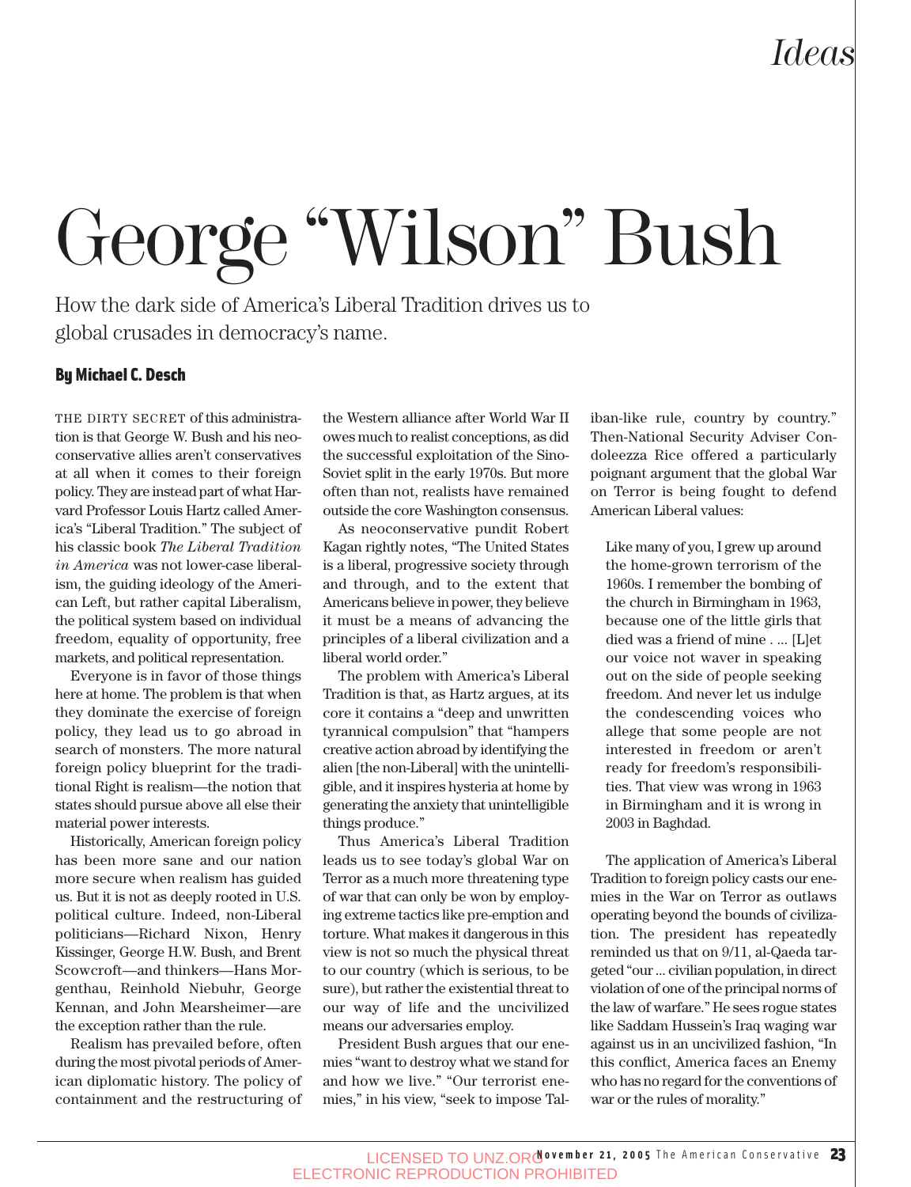# George "Wilson" Bush

How the dark side of America's Liberal Tradition drives us to global crusades in democracy's name.

**By Michael C. Desch**

THE DIRTY SECRET of this administration is that George W. Bush and his neoconservative allies aren't conservatives at all when it comes to their foreign policy. They are instead part of what Harvard Professor Louis Hartz called America's "Liberal Tradition." The subject of his classic book *The Liberal Tradition in America* was not lower-case liberalism, the guiding ideology of the American Left, but rather capital Liberalism, the political system based on individual freedom, equality of opportunity, free markets, and political representation.

Everyone is in favor of those things here at home. The problem is that when they dominate the exercise of foreign policy, they lead us to go abroad in search of monsters. The more natural foreign policy blueprint for the traditional Right is realism—the notion that states should pursue above all else their material power interests.

Historically, American foreign policy has been more sane and our nation more secure when realism has guided us. But it is not as deeply rooted in U.S. political culture. Indeed, non-Liberal politicians—Richard Nixon, Henry Kissinger, George H.W. Bush, and Brent Scowcroft—and thinkers—Hans Morgenthau, Reinhold Niebuhr, George Kennan, and John Mearsheimer—are the exception rather than the rule.

Realism has prevailed before, often during the most pivotal periods of American diplomatic history. The policy of containment and the restructuring of the Western alliance after World War II owes much to realist conceptions, as did the successful exploitation of the Sino-Soviet split in the early 1970s. But more often than not, realists have remained outside the core Washington consensus.

As neoconservative pundit Robert Kagan rightly notes, "The United States is a liberal, progressive society through and through, and to the extent that Americans believe in power, they believe it must be a means of advancing the principles of a liberal civilization and a liberal world order."

The problem with America's Liberal Tradition is that, as Hartz argues, at its core it contains a "deep and unwritten tyrannical compulsion" that "hampers creative action abroad by identifying the alien [the non-Liberal] with the unintelligible, and it inspires hysteria at home by generating the anxiety that unintelligible things produce."

Thus America's Liberal Tradition leads us to see today's global War on Terror as a much more threatening type of war that can only be won by employing extreme tactics like pre-emption and torture. What makes it dangerous in this view is not so much the physical threat to our country (which is serious, to be sure), but rather the existential threat to our way of life and the uncivilized means our adversaries employ.

President Bush argues that our enemies "want to destroy what we stand for and how we live." "Our terrorist enemies," in his view, "seek to impose Taliban-like rule, country by country." Then-National Security Adviser Condoleezza Rice offered a particularly poignant argument that the global War on Terror is being fought to defend American Liberal values:

> Like many of you, I grew up around the home-grown terrorism of the 1960s. I remember the bombing of the church in Birmingham in 1963, because one of the little girls that died was a friend of mine . ... [L]et our voice not waver in speaking out on the side of people seeking freedom. And never let us indulge the condescending voices who allege that some people are not interested in freedom or aren't ready for freedom's responsibilities. That view was wrong in 1963 in Birmingham and it is wrong in 2003 in Baghdad.

The application of America's Liberal Tradition to foreign policy casts our enemies in the War on Terror as outlaws operating beyond the bounds of civilization. The president has repeatedly reminded us that on 9/11, al-Qaeda targeted "our ... civilian population, in direct violation of one of the principal norms of the law of warfare." He sees rogue states like Saddam Hussein's Iraq waging war against us in an uncivilized fashion, "In this conflict, America faces an Enemy who has no regard for the conventions of war or the rules of morality."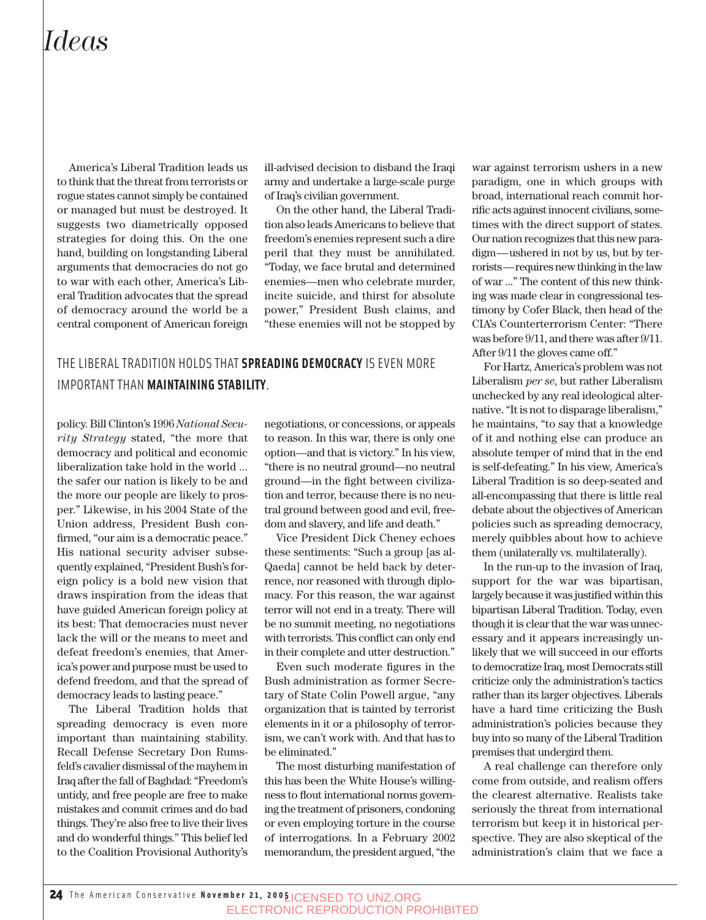America's Liberal Tradition leads us to think that the threat from terrorists or rogue states cannot simply be contained or managed but must be destroyed. It suggests two diametrically opposed strategies for doing this. On the one hand, building on longstanding Liberal arguments that democracies do not go to war with each other, America's Liberal Tradition advocates that the spread of democracy around the world be a central component of American foreign policy. Bill Clinton's 1996 *National Security Strategy* stated, "the more that democracy and political and economic liberalization take hold in the world ... the safer our nation is likely to be and the more our people are likely to prosper." Likewise, in his 2004 State of the Union address, President Bush confirmed, "our aim is a democratic peace." His national security adviser subsequently explained, "President Bush's foreign policy is a bold new vision that draws inspiration from the ideas that have guided American foreign policy at its best: That democracies must never lack the will or the means to meet and defeat freedom's enemies, that America's power and purpose must be used to defend freedom, and that the spread of democracy leads to lasting peace."

The Liberal Tradition holds that spreading democracy is even more important than maintaining stability. Recall Defense Secretary Don Rumsfeld's cavalier dismissal of the mayhem in Iraq after the fall of Baghdad: "Freedom's untidy, and free people are free to make mistakes and commit crimes and do bad things. They're also free to live their lives and do wonderful things." This belief led to the Coalition Provisional Authority's ill-advised decision to disband the Iraqi army and undertake a large-scale purge of Iraq's civilian government.

THE LIBERAL TRADITION HOLDS THAT **SPREADING DEMOCRACY** IS EVEN MORE IMPORTANT THAN **MAINTAINING STABILITY**.

On the other hand, the Liberal Tradition also leads Americans to believe that freedom's enemies represent such a dire peril that they must be annihilated. "Today, we face brutal and determined enemies—men who celebrate murder, incite suicide, and thirst for absolute power," President Bush claims, and "these enemies will not be stopped by negotiations, or concessions, or appeals to reason. In this war, there is only one option—and that is victory." In his view, "there is no neutral ground—no neutral ground—in the fight between civilization and terror, because there is no neutral ground between good and evil, freedom and slavery, and life and death."

Vice President Dick Cheney echoes these sentiments: "Such a group [as al-Qaeda] cannot be held back by deterrence, nor reasoned with through diplomacy. For this reason, the war against terror will not end in a treaty. There will be no summit meeting, no negotiations with terrorists. This conflict can only end in their complete and utter destruction."

Even such moderate figures in the Bush administration as former Secretary of State Colin Powell argue, "any organization that is tainted by terrorist elements in it or a philosophy of terrorism, we can't work with. And that has to be eliminated."

The most disturbing manifestation of this has been the White House's willingness to flout international norms governing the treatment of prisoners, condoning or even employing torture in the course of interrogations. In a February 2002 memorandum, the president argued, "the war against terrorism ushers in a new paradigm, one in which groups with broad, international reach commit horrific acts against innocent civilians, sometimes with the direct support of states. Our nation recognizes that this new paradigm—ushered in not by us, but by terrorists—requires new thinking in the law of war ..." The content of this new thinking was made clear in congressional testimony by Cofer Black, then head of the CIA's Counterterrorism Center: "There was before 9/11, and there was after 9/11. After 9/11 the gloves came off."

For Hartz, America's problem was not Liberalism *per se*, but rather Liberalism unchecked by any real ideological alternative. "It is not to disparage liberalism," he maintains, "to say that a knowledge of it and nothing else can produce an absolute temper of mind that in the end is self-defeating." In his view, America's Liberal Tradition is so deep-seated and all-encompassing that there is little real debate about the objectives of American policies such as spreading democracy, merely quibbles about how to achieve them (unilaterally vs. multilaterally).

In the run-up to the invasion of Iraq, support for the war was bipartisan, largely because it was justified within this bipartisan Liberal Tradition. Today, even though it is clear that the war was unnecessary and it appears increasingly unlikely that we will succeed in our efforts to democratize Iraq, most Democrats still criticize only the administration's tactics rather than its larger objectives. Liberals have a hard time criticizing the Bush administration's policies because they buy into so many of the Liberal Tradition premises that undergird them.

A real challenge can therefore only come from outside, and realism offers the clearest alternative. Realists take seriously the threat from international terrorism but keep it in historical perspective. They are also skeptical of the administration's claim that we face a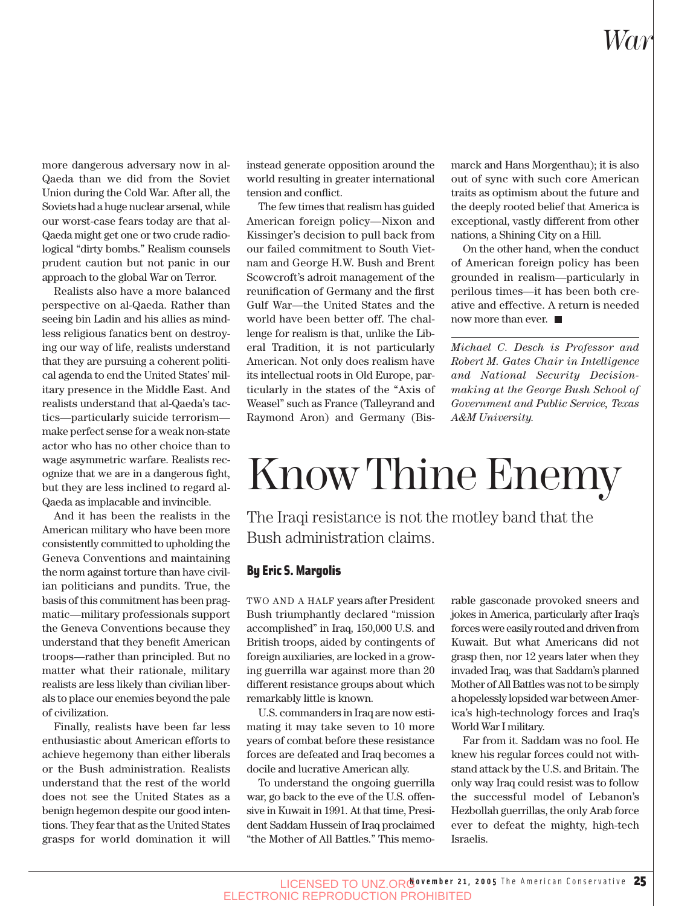more dangerous adversary now in al-Qaeda than we did from the Soviet Union during the Cold War. After all, the Soviets had a huge nuclear arsenal, while our worst-case fears today are that al-Qaeda might get one or two crude radiological "dirty bombs." Realism counsels prudent caution but not panic in our approach to the global War on Terror.

Realists also have a more balanced perspective on al-Qaeda. Rather than seeing bin Ladin and his allies as mindless religious fanatics bent on destroying our way of life, realists understand that they are pursuing a coherent political agenda to end the United States' military presence in the Middle East. And realists understand that al-Qaeda's tactics—particularly suicide terrorism—make perfect sense for a weak non-state actor who has no other choice than to wage asymmetric warfare. Realists recognize that we are in a dangerous fight, but they are less inclined to regard al-Qaeda as implacable and invincible.

And it has been the realists in the American military who have been more consistently committed to upholding the Geneva Conventions and maintaining the norm against torture than have civilian politicians and pundits. True, the basis of this commitment has been pragmatic—military professionals support the Geneva Conventions because they understand that they benefit American troops—rather than principled. But no matter what their rationale, military realists are less likely than civilian liberals to place our enemies beyond the pale of civilization.

Finally, realists have been far less enthusiastic about American efforts to achieve hegemony than either liberals or the Bush administration. Realists understand that the rest of the world does not see the United States as a benign hegemon despite our good intentions. They fear that as the United States grasps for world domination it will instead generate opposition around the world resulting in greater international tension and conflict.

The few times that realism has guided American foreign policy—Nixon and Kissinger's decision to pull back from our failed commitment to South Vietnam and George H.W. Bush and Brent Scowcroft's adroit management of the reunification of Germany and the first Gulf War—the United States and the world have been better off. The challenge for realism is that, unlike the Liberal Tradition, it is not particularly American. Not only does realism have its intellectual roots in Old Europe, particularly in the states of the "Axis of Weasel" such as France (Talleyrand and Raymond Aron) and Germany (Bismarck and Hans Morgenthau); it is also out of sync with such core American traits as optimism about the future and the deeply rooted belief that America is exceptional, vastly different from other nations, a Shining City on a Hill.

On the other hand, when the conduct of American foreign policy has been grounded in realism—particularly in perilous times—it has been both creative and effective. A return is needed now more than ever. ■

*Michael C. Desch is Professor and Robert M. Gates Chair in Intelligence and National Security Decision-making at the George Bush School of Government and Public Service, Texas A&M University.*

# Know Thine Enemy

The Iraqi resistance is not the motley band that the Bush administration claims.

**By Eric S. Margolis**

TWO AND A HALF years after President Bush triumphantly declared "mission accomplished" in Iraq, 150,000 U.S. and British troops, aided by contingents of foreign auxiliaries, are locked in a growing guerrilla war against more than 20 different resistance groups about which remarkably little is known.

U.S. commanders in Iraq are now estimating it may take seven to 10 more years of combat before these resistance forces are defeated and Iraq becomes a docile and lucrative American ally.

To understand the ongoing guerrilla war, go back to the eve of the U.S. offensive in Kuwait in 1991. At that time, President Saddam Hussein of Iraq proclaimed "the Mother of All Battles." This memorable gasconade provoked sneers and jokes in America, particularly after Iraq's forces were easily routed and driven from Kuwait. But what Americans did not grasp then, nor 12 years later when they invaded Iraq, was that Saddam's planned Mother of All Battles was not to be simply a hopelessly lopsided war between America's high-technology forces and Iraq's World War I military.

Far from it. Saddam was no fool. He knew his regular forces could not withstand attack by the U.S. and Britain. The only way Iraq could resist was to follow the successful model of Lebanon's Hezbollah guerrillas, the only Arab force ever to defeat the mighty, high-tech Israelis.